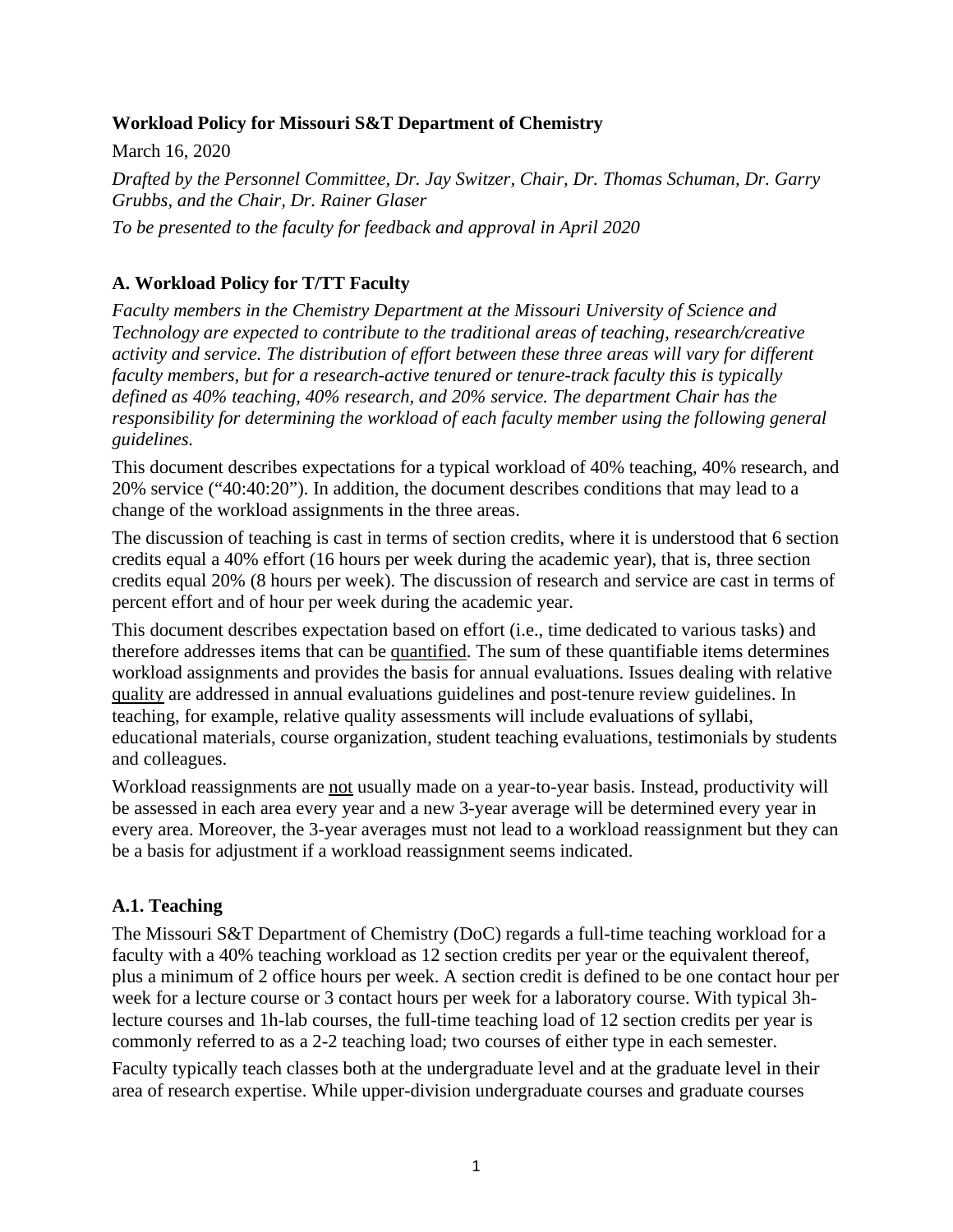**Workload Policy for Missouri S&T Department of Chemistry**

March 16, 2020

*Drafted by the Personnel Committee, Dr. Jay Switzer, Chair, Dr. Thomas Schuman, Dr. Garry Grubbs, and the Chair, Dr. Rainer Glaser*

*To be presented to the faculty for feedback and approval in April 2020*

## A. Workload Policy for T/TT Faculty

*Faculty members in the Chemistry Department at the Missouri University of Science and Technology are expected to contribute to the traditional areas of teaching, research/creative activity and service. The distribution of effort between these three areas will vary for different faculty members, but for a research-active tenured or tenure-track faculty this is typically defined as 40% teaching, 40% research, and 20% service. The department Chair has the responsibility for determining the workload of each faculty member using the following general guidelines.*

This document describes expectations for a typical workload of 40% teaching, 40% research, and 20% service ("40:40:20"). In addition, the document describes conditions that may lead to a change of the workload assignments in the three areas.

The discussion of teaching is cast in terms of section credits, where it is understood that 6 section credits equal a 40% effort (16 hours per week during the academic year), that is, three section credits equal 20% (8 hours per week). The discussion of research and service are cast in terms of percent effort and of hour per week during the academic year.

This document describes expectation based on effort (i.e., time dedicated to various tasks) and therefore addresses items that can be quantified. The sum of these quantifiable items determines workload assignments and provides the basis for annual evaluations. Issues dealing with relative quality are addressed in annual evaluations guidelines and post-tenure review guidelines. In teaching, for example, relative quality assessments will include evaluations of syllabi, educational materials, course organization, student teaching evaluations, testimonials by students and colleagues.

Workload reassignments are not usually made on a year-to-year basis. Instead, productivity will be assessed in each area every year and a new 3-year average will be determined every year in every area. Moreover, the 3-year averages must not lead to a workload reassignment but they can be a basis for adjustment if a workload reassignment seems indicated.

### A.1. Teaching

The Missouri S&T Department of Chemistry (DoC) regards a full-time teaching workload for a faculty with a 40% teaching workload as 12 section credits per year or the equivalent thereof, plus a minimum of 2 office hours per week. A section credit is defined to be one contact hour per week for a lecture course or 3 contact hours per week for a laboratory course. With typical 3h-lecture courses and 1h-lab courses, the full-time teaching load of 12 section credits per year is commonly referred to as a 2-2 teaching load; two courses of either type in each semester.

Faculty typically teach classes both at the undergraduate level and at the graduate level in their area of research expertise. While upper-division undergraduate courses and graduate courses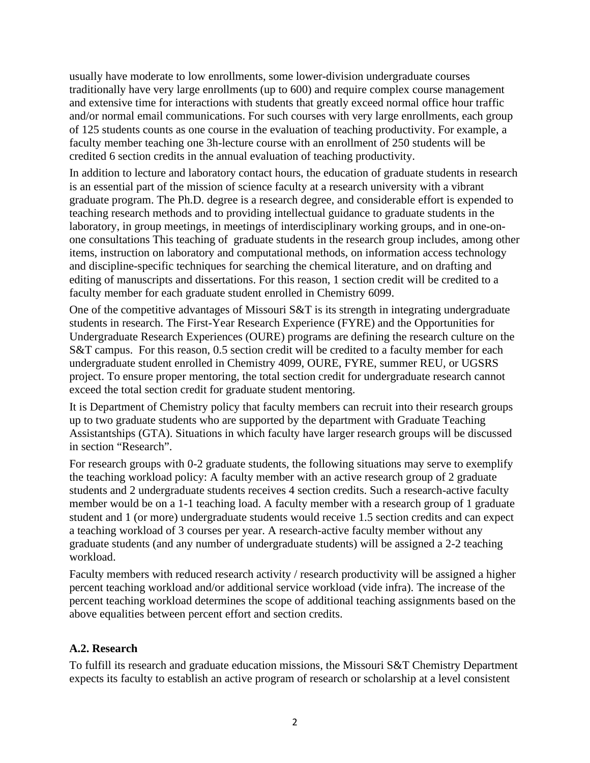usually have moderate to low enrollments, some lower-division undergraduate courses traditionally have very large enrollments (up to 600) and require complex course management and extensive time for interactions with students that greatly exceed normal office hour traffic and/or normal email communications. For such courses with very large enrollments, each group of 125 students counts as one course in the evaluation of teaching productivity. For example, a faculty member teaching one 3h-lecture course with an enrollment of 250 students will be credited 6 section credits in the annual evaluation of teaching productivity.

In addition to lecture and laboratory contact hours, the education of graduate students in research is an essential part of the mission of science faculty at a research university with a vibrant graduate program. The Ph.D. degree is a research degree, and considerable effort is expended to teaching research methods and to providing intellectual guidance to graduate students in the laboratory, in group meetings, in meetings of interdisciplinary working groups, and in one-on-one consultations This teaching of graduate students in the research group includes, among other items, instruction on laboratory and computational methods, on information access technology and discipline-specific techniques for searching the chemical literature, and on drafting and editing of manuscripts and dissertations. For this reason, 1 section credit will be credited to a faculty member for each graduate student enrolled in Chemistry 6099.

One of the competitive advantages of Missouri S&T is its strength in integrating undergraduate students in research. The First-Year Research Experience (FYRE) and the Opportunities for Undergraduate Research Experiences (OURE) programs are defining the research culture on the S&T campus. For this reason, 0.5 section credit will be credited to a faculty member for each undergraduate student enrolled in Chemistry 4099, OURE, FYRE, summer REU, or UGSRS project. To ensure proper mentoring, the total section credit for undergraduate research cannot exceed the total section credit for graduate student mentoring.

It is Department of Chemistry policy that faculty members can recruit into their research groups up to two graduate students who are supported by the department with Graduate Teaching Assistantships (GTA). Situations in which faculty have larger research groups will be discussed in section "Research".

For research groups with 0-2 graduate students, the following situations may serve to exemplify the teaching workload policy: A faculty member with an active research group of 2 graduate students and 2 undergraduate students receives 4 section credits. Such a research-active faculty member would be on a 1-1 teaching load. A faculty member with a research group of 1 graduate student and 1 (or more) undergraduate students would receive 1.5 section credits and can expect a teaching workload of 3 courses per year. A research-active faculty member without any graduate students (and any number of undergraduate students) will be assigned a 2-2 teaching workload.

Faculty members with reduced research activity / research productivity will be assigned a higher percent teaching workload and/or additional service workload (vide infra). The increase of the percent teaching workload determines the scope of additional teaching assignments based on the above equalities between percent effort and section credits.

### A.2. Research

To fulfill its research and graduate education missions, the Missouri S&T Chemistry Department expects its faculty to establish an active program of research or scholarship at a level consistent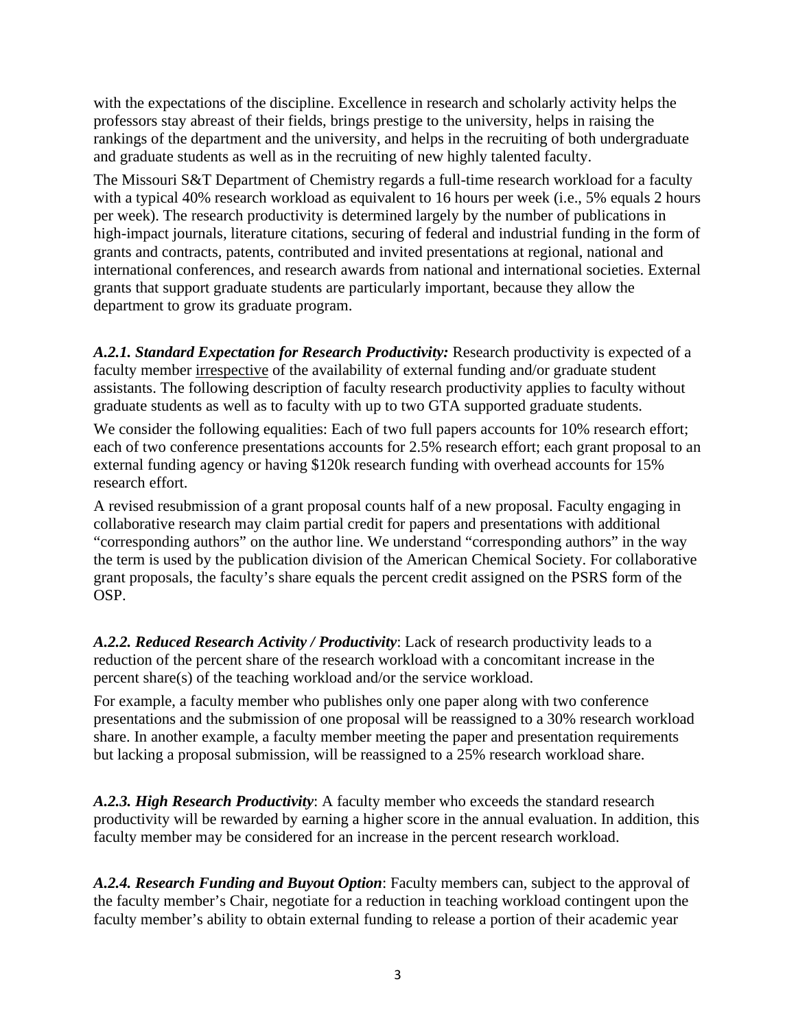with the expectations of the discipline. Excellence in research and scholarly activity helps the professors stay abreast of their fields, brings prestige to the university, helps in raising the rankings of the department and the university, and helps in the recruiting of both undergraduate and graduate students as well as in the recruiting of new highly talented faculty.

The Missouri S&T Department of Chemistry regards a full-time research workload for a faculty with a typical 40% research workload as equivalent to 16 hours per week (i.e., 5% equals 2 hours per week). The research productivity is determined largely by the number of publications in high-impact journals, literature citations, securing of federal and industrial funding in the form of grants and contracts, patents, contributed and invited presentations at regional, national and international conferences, and research awards from national and international societies. External grants that support graduate students are particularly important, because they allow the department to grow its graduate program.

***A.2.1. Standard Expectation for Research Productivity:*** Research productivity is expected of a faculty member irrespective of the availability of external funding and/or graduate student assistants. The following description of faculty research productivity applies to faculty without graduate students as well as to faculty with up to two GTA supported graduate students.

We consider the following equalities: Each of two full papers accounts for 10% research effort; each of two conference presentations accounts for 2.5% research effort; each grant proposal to an external funding agency or having $120k research funding with overhead accounts for 15% research effort.

A revised resubmission of a grant proposal counts half of a new proposal. Faculty engaging in collaborative research may claim partial credit for papers and presentations with additional "corresponding authors" on the author line. We understand "corresponding authors" in the way the term is used by the publication division of the American Chemical Society. For collaborative grant proposals, the faculty's share equals the percent credit assigned on the PSRS form of the OSP.

***A.2.2. Reduced Research Activity / Productivity***: Lack of research productivity leads to a reduction of the percent share of the research workload with a concomitant increase in the percent share(s) of the teaching workload and/or the service workload.

For example, a faculty member who publishes only one paper along with two conference presentations and the submission of one proposal will be reassigned to a 30% research workload share. In another example, a faculty member meeting the paper and presentation requirements but lacking a proposal submission, will be reassigned to a 25% research workload share.

***A.2.3. High Research Productivity***: A faculty member who exceeds the standard research productivity will be rewarded by earning a higher score in the annual evaluation. In addition, this faculty member may be considered for an increase in the percent research workload.

***A.2.4. Research Funding and Buyout Option***: Faculty members can, subject to the approval of the faculty member's Chair, negotiate for a reduction in teaching workload contingent upon the faculty member's ability to obtain external funding to release a portion of their academic year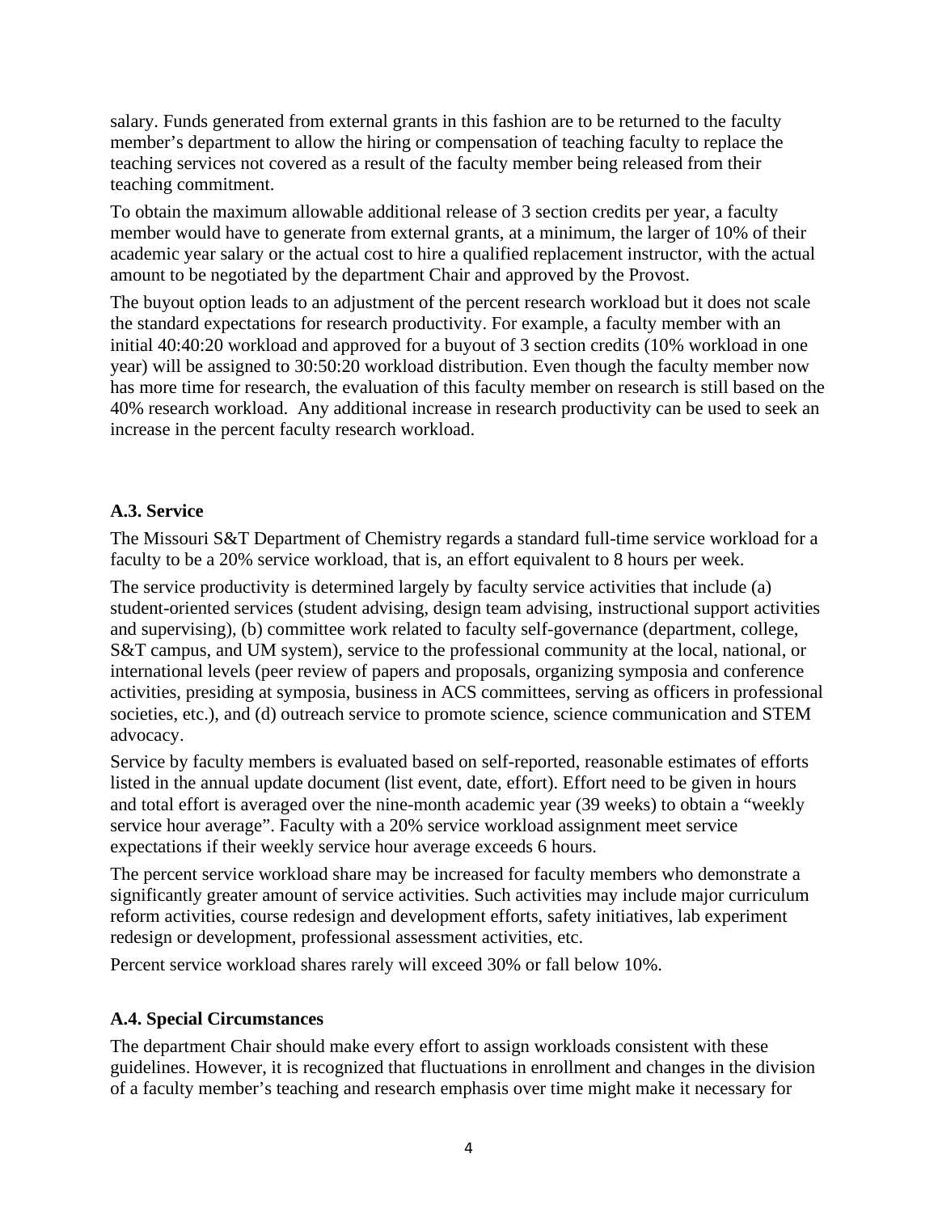salary. Funds generated from external grants in this fashion are to be returned to the faculty member's department to allow the hiring or compensation of teaching faculty to replace the teaching services not covered as a result of the faculty member being released from their teaching commitment.

To obtain the maximum allowable additional release of 3 section credits per year, a faculty member would have to generate from external grants, at a minimum, the larger of 10% of their academic year salary or the actual cost to hire a qualified replacement instructor, with the actual amount to be negotiated by the department Chair and approved by the Provost.

The buyout option leads to an adjustment of the percent research workload but it does not scale the standard expectations for research productivity. For example, a faculty member with an initial 40:40:20 workload and approved for a buyout of 3 section credits (10% workload in one year) will be assigned to 30:50:20 workload distribution. Even though the faculty member now has more time for research, the evaluation of this faculty member on research is still based on the 40% research workload. Any additional increase in research productivity can be used to seek an increase in the percent faculty research workload.

### A.3. Service

The Missouri S&T Department of Chemistry regards a standard full-time service workload for a faculty to be a 20% service workload, that is, an effort equivalent to 8 hours per week.

The service productivity is determined largely by faculty service activities that include (a) student-oriented services (student advising, design team advising, instructional support activities and supervising), (b) committee work related to faculty self-governance (department, college, S&T campus, and UM system), service to the professional community at the local, national, or international levels (peer review of papers and proposals, organizing symposia and conference activities, presiding at symposia, business in ACS committees, serving as officers in professional societies, etc.), and (d) outreach service to promote science, science communication and STEM advocacy.

Service by faculty members is evaluated based on self-reported, reasonable estimates of efforts listed in the annual update document (list event, date, effort). Effort need to be given in hours and total effort is averaged over the nine-month academic year (39 weeks) to obtain a "weekly service hour average". Faculty with a 20% service workload assignment meet service expectations if their weekly service hour average exceeds 6 hours.

The percent service workload share may be increased for faculty members who demonstrate a significantly greater amount of service activities. Such activities may include major curriculum reform activities, course redesign and development efforts, safety initiatives, lab experiment redesign or development, professional assessment activities, etc.

Percent service workload shares rarely will exceed 30% or fall below 10%.

### A.4. Special Circumstances

The department Chair should make every effort to assign workloads consistent with these guidelines. However, it is recognized that fluctuations in enrollment and changes in the division of a faculty member's teaching and research emphasis over time might make it necessary for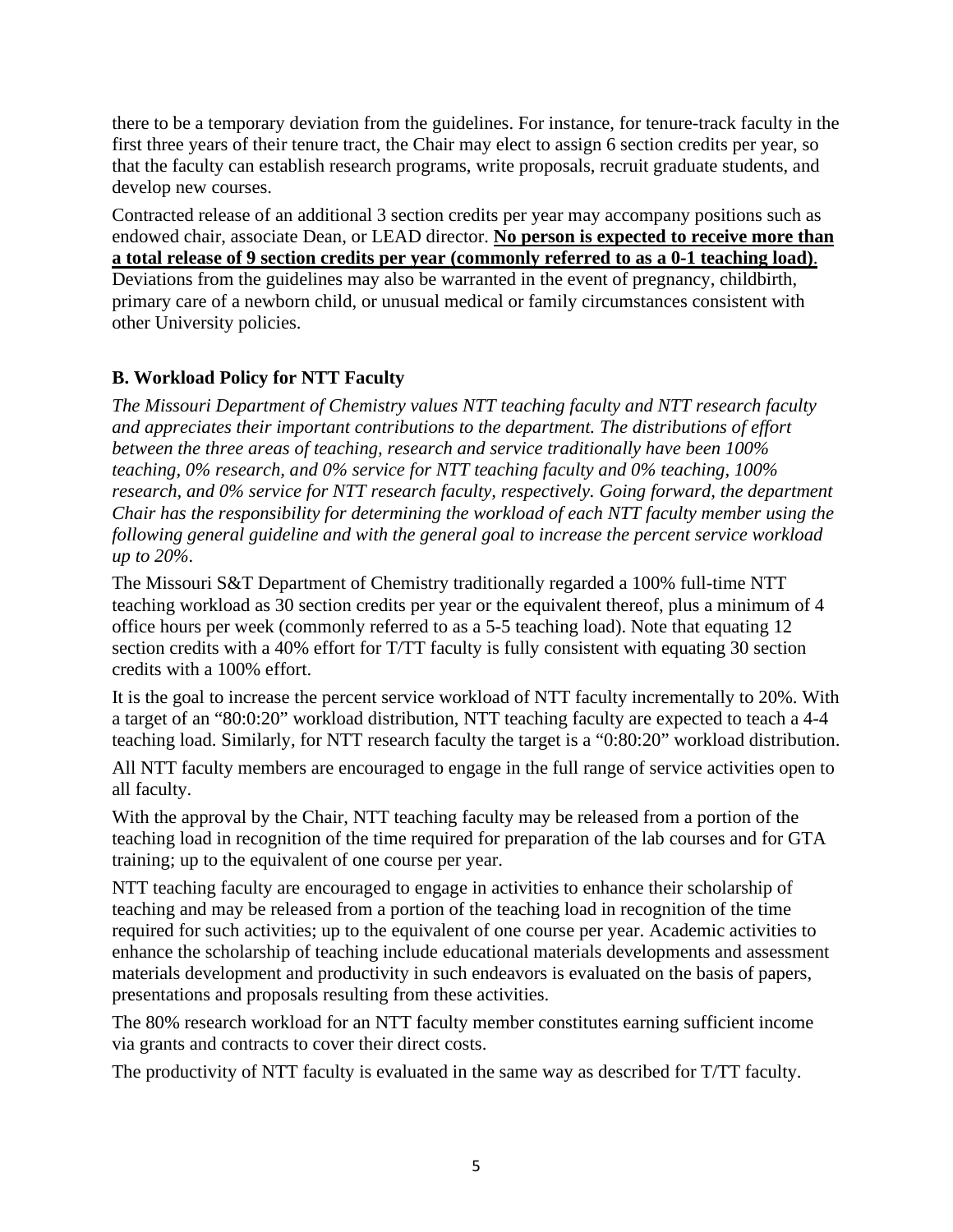there to be a temporary deviation from the guidelines. For instance, for tenure-track faculty in the first three years of their tenure tract, the Chair may elect to assign 6 section credits per year, so that the faculty can establish research programs, write proposals, recruit graduate students, and develop new courses.

Contracted release of an additional 3 section credits per year may accompany positions such as endowed chair, associate Dean, or LEAD director. **No person is expected to receive more than a total release of 9 section credits per year (commonly referred to as a 0-1 teaching load)**. Deviations from the guidelines may also be warranted in the event of pregnancy, childbirth, primary care of a newborn child, or unusual medical or family circumstances consistent with other University policies.

### B. Workload Policy for NTT Faculty

*The Missouri Department of Chemistry values NTT teaching faculty and NTT research faculty and appreciates their important contributions to the department. The distributions of effort between the three areas of teaching, research and service traditionally have been 100% teaching, 0% research, and 0% service for NTT teaching faculty and 0% teaching, 100% research, and 0% service for NTT research faculty, respectively. Going forward, the department Chair has the responsibility for determining the workload of each NTT faculty member using the following general guideline and with the general goal to increase the percent service workload up to 20%.*

The Missouri S&T Department of Chemistry traditionally regarded a 100% full-time NTT teaching workload as 30 section credits per year or the equivalent thereof, plus a minimum of 4 office hours per week (commonly referred to as a 5-5 teaching load). Note that equating 12 section credits with a 40% effort for T/TT faculty is fully consistent with equating 30 section credits with a 100% effort.

It is the goal to increase the percent service workload of NTT faculty incrementally to 20%. With a target of an "80:0:20" workload distribution, NTT teaching faculty are expected to teach a 4-4 teaching load. Similarly, for NTT research faculty the target is a "0:80:20" workload distribution.

All NTT faculty members are encouraged to engage in the full range of service activities open to all faculty.

With the approval by the Chair, NTT teaching faculty may be released from a portion of the teaching load in recognition of the time required for preparation of the lab courses and for GTA training; up to the equivalent of one course per year.

NTT teaching faculty are encouraged to engage in activities to enhance their scholarship of teaching and may be released from a portion of the teaching load in recognition of the time required for such activities; up to the equivalent of one course per year. Academic activities to enhance the scholarship of teaching include educational materials developments and assessment materials development and productivity in such endeavors is evaluated on the basis of papers, presentations and proposals resulting from these activities.

The 80% research workload for an NTT faculty member constitutes earning sufficient income via grants and contracts to cover their direct costs.

The productivity of NTT faculty is evaluated in the same way as described for T/TT faculty.